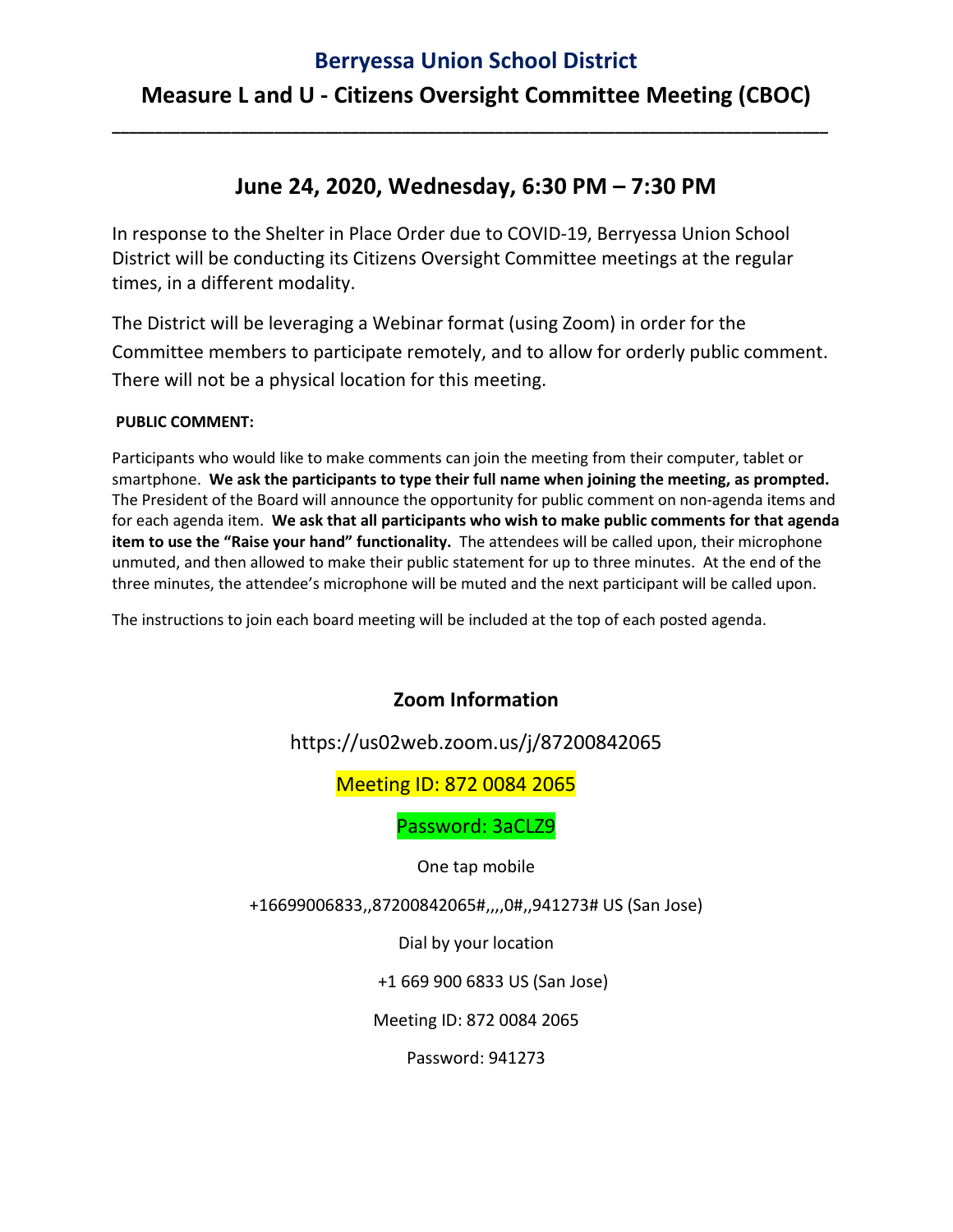# Berryessa Union School District

## Measure L and U - Citizens Oversight Committee Meeting (CBOC)

---

## June 24, 2020, Wednesday, 6:30 PM – 7:30 PM

In response to the Shelter in Place Order due to COVID-19, Berryessa Union School District will be conducting its Citizens Oversight Committee meetings at the regular times, in a different modality.

The District will be leveraging a Webinar format (using Zoom) in order for the Committee members to participate remotely, and to allow for orderly public comment. There will not be a physical location for this meeting.

**PUBLIC COMMENT:**

Participants who would like to make comments can join the meeting from their computer, tablet or smartphone. **We ask the participants to type their full name when joining the meeting, as prompted.** The President of the Board will announce the opportunity for public comment on non-agenda items and for each agenda item. **We ask that all participants who wish to make public comments for that agenda item to use the "Raise your hand" functionality.** The attendees will be called upon, their microphone unmuted, and then allowed to make their public statement for up to three minutes. At the end of the three minutes, the attendee's microphone will be muted and the next participant will be called upon.

The instructions to join each board meeting will be included at the top of each posted agenda.

### Zoom Information

https://us02web.zoom.us/j/87200842065

Meeting ID: 872 0084 2065

Password: 3aCLZ9

One tap mobile

+16699006833,,87200842065#,,,,0#,,941273# US (San Jose)

Dial by your location

+1 669 900 6833 US (San Jose)

Meeting ID: 872 0084 2065

Password: 941273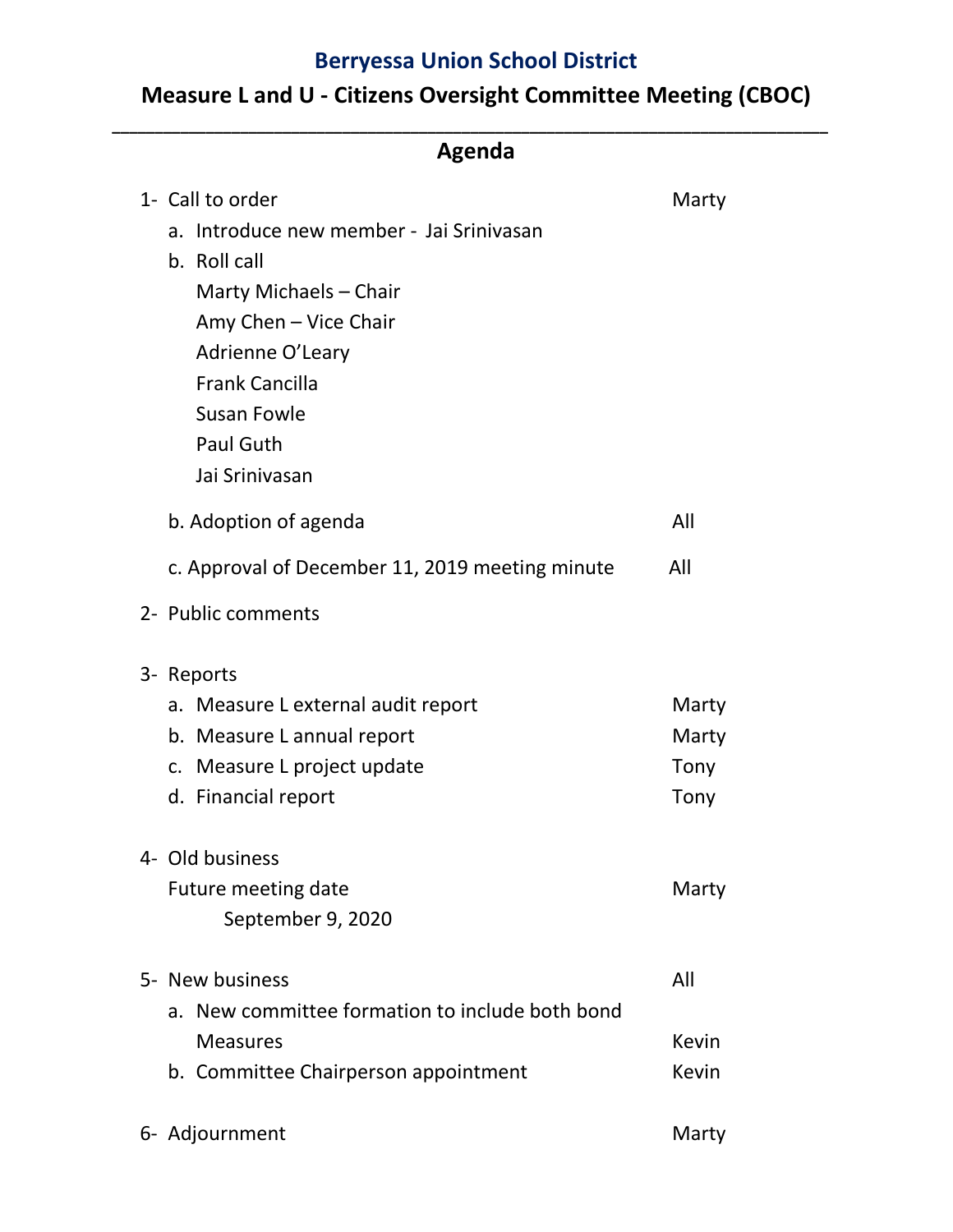## Berryessa Union School District

## Measure L and U - Citizens Oversight Committee Meeting (CBOC)

---

### Agenda

| | |
|---|---|
| 1- Call to order | Marty |
| a. Introduce new member - Jai Srinivasan | |
| b. Roll call | |
| Marty Michaels – Chair | |
| Amy Chen – Vice Chair | |
| Adrienne O'Leary | |
| Frank Cancilla | |
| Susan Fowle | |
| Paul Guth | |
| Jai Srinivasan | |
| b. Adoption of agenda | All |
| c. Approval of December 11, 2019 meeting minute | All |
| 2- Public comments | |
| 3- Reports | |
| a. Measure L external audit report | Marty |
| b. Measure L annual report | Marty |
| c. Measure L project update | Tony |
| d. Financial report | Tony |
| 4- Old business | |
| Future meeting date<br>September 9, 2020 | Marty |
| 5- New business | All |
| a. New committee formation to include both bond Measures | Kevin |
| b. Committee Chairperson appointment | Kevin |
| 6- Adjournment | Marty |